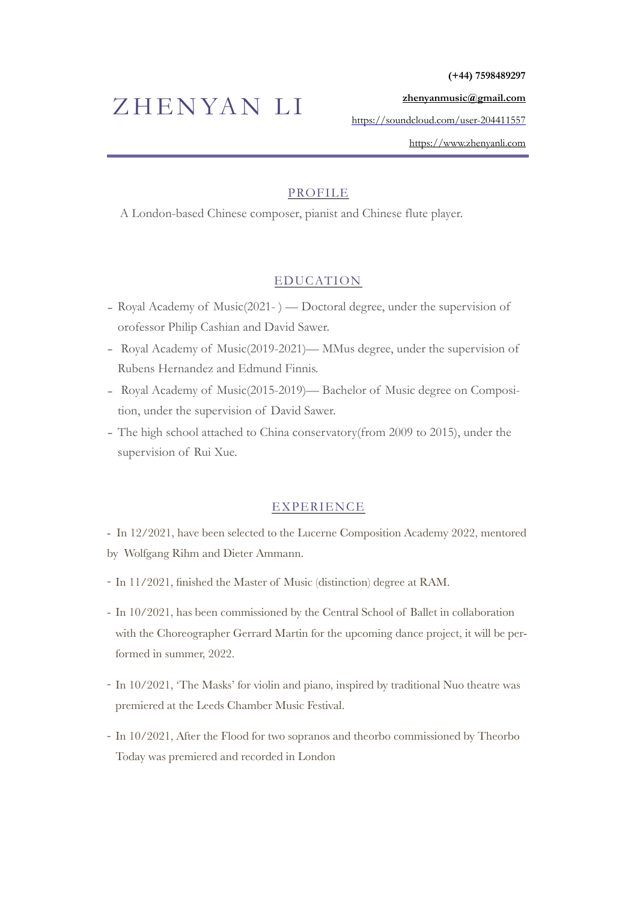# ZHENYAN LI

**(+44) 7598489297**

**zhenyanmusic@gmail.com**

https://soundcloud.com/user-204411557

https://www.zhenyanli.com

## PROFILE

A London-based Chinese composer, pianist and Chinese flute player.

## EDUCATION

- Royal Academy of Music(2021- ) — Doctoral degree, under the supervision of orofessor Philip Cashian and David Sawer.
- Royal Academy of Music(2019-2021)— MMus degree, under the supervision of Rubens Hernandez and Edmund Finnis.
- Royal Academy of Music(2015-2019)— Bachelor of Music degree on Composition, under the supervision of David Sawer.
- The high school attached to China conservatory(from 2009 to 2015), under the supervision of Rui Xue.

## EXPERIENCE

- In 12/2021, have been selected to the Lucerne Composition Academy 2022, mentored by Wolfgang Rihm and Dieter Ammann.
- In 11/2021, finished the Master of Music (distinction) degree at RAM.
- In 10/2021, has been commissioned by the Central School of Ballet in collaboration with the Choreographer Gerrard Martin for the upcoming dance project, it will be performed in summer, 2022.
- In 10/2021, 'The Masks' for violin and piano, inspired by traditional Nuo theatre was premiered at the Leeds Chamber Music Festival.
- In 10/2021, After the Flood for two sopranos and theorbo commissioned by Theorbo Today was premiered and recorded in London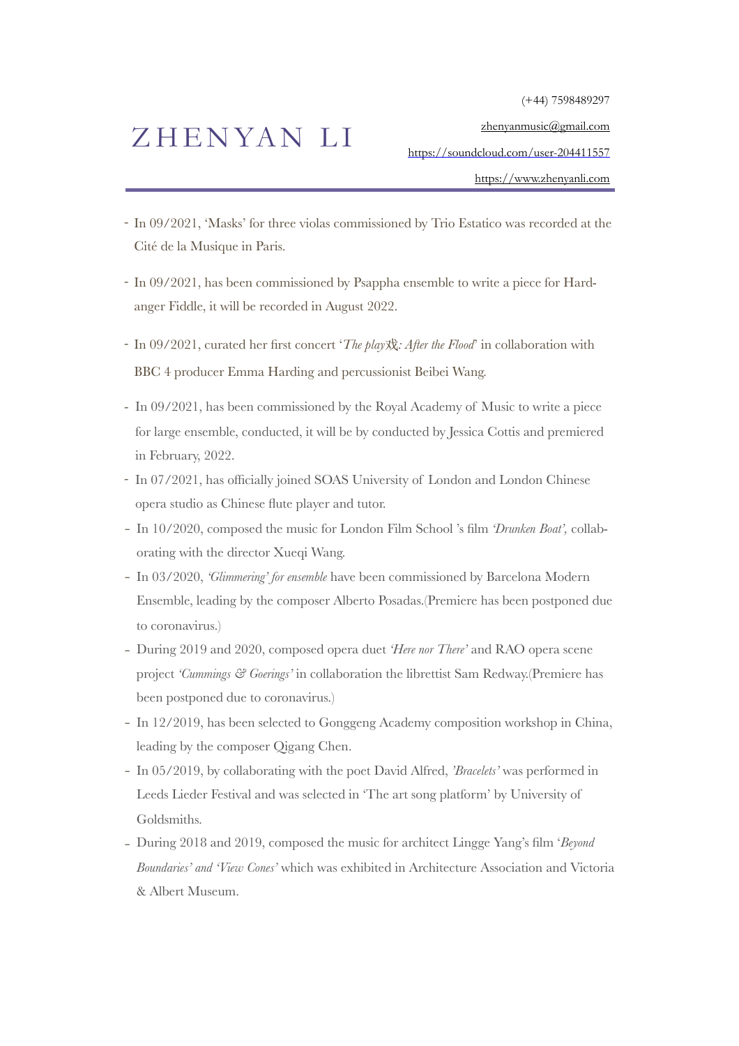# ZHENYAN LI

(+44) 7598489297

zhenyanmusic@gmail.com

https://soundcloud.com/user-204411557

https://www.zhenyanli.com

- In 09/2021, 'Masks' for three violas commissioned by Trio Estatico was recorded at the Cité de la Musique in Paris.
- In 09/2021, has been commissioned by Psappha ensemble to write a piece for Hardanger Fiddle, it will be recorded in August 2022.
- In 09/2021, curated her first concert '*The play戏: After the Flood*' in collaboration with BBC 4 producer Emma Harding and percussionist Beibei Wang.
- In 09/2021, has been commissioned by the Royal Academy of Music to write a piece for large ensemble, conducted, it will be by conducted by Jessica Cottis and premiered in February, 2022.
- In 07/2021, has officially joined SOAS University of London and London Chinese opera studio as Chinese flute player and tutor.
- In 10/2020, composed the music for London Film School 's film *'Drunken Boat',* collaborating with the director Xueqi Wang.
- In 03/2020, *'Glimmering' for ensemble* have been commissioned by Barcelona Modern Ensemble, leading by the composer Alberto Posadas.(Premiere has been postponed due to coronavirus.)
- During 2019 and 2020, composed opera duet *'Here nor There'* and RAO opera scene project *'Cummings & Goerings'* in collaboration the librettist Sam Redway.(Premiere has been postponed due to coronavirus.)
- In 12/2019, has been selected to Gonggeng Academy composition workshop in China, leading by the composer Qigang Chen.
- In 05/2019, by collaborating with the poet David Alfred, *'Bracelets'* was performed in Leeds Lieder Festival and was selected in 'The art song platform' by University of Goldsmiths.
- During 2018 and 2019, composed the music for architect Lingge Yang's film '*Beyond Boundaries' and 'View Cones'* which was exhibited in Architecture Association and Victoria & Albert Museum.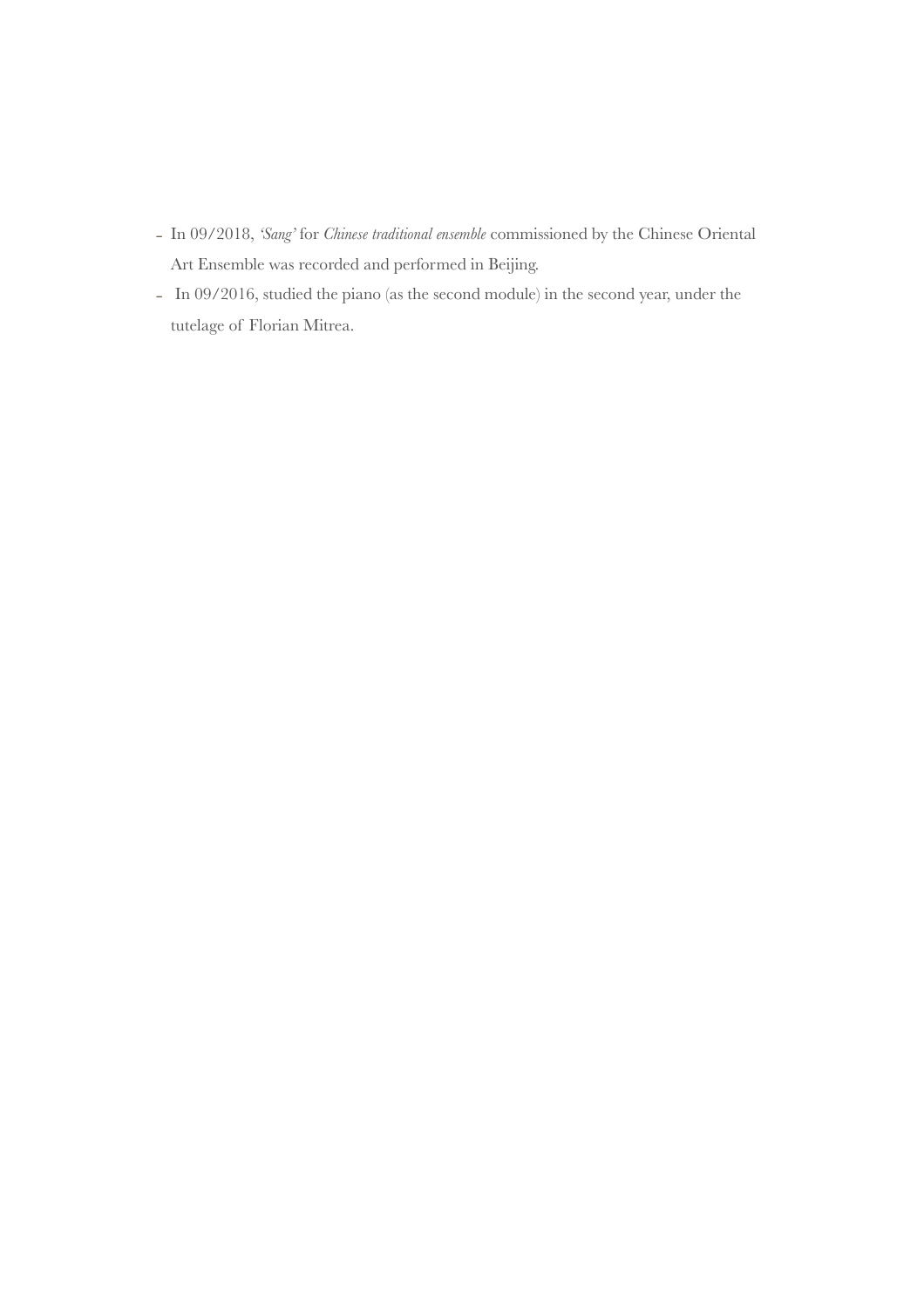- In 09/2018, *'Sang'* for *Chinese traditional ensemble* commissioned by the Chinese Oriental Art Ensemble was recorded and performed in Beijing.
- In 09/2016, studied the piano (as the second module) in the second year, under the tutelage of Florian Mitrea.